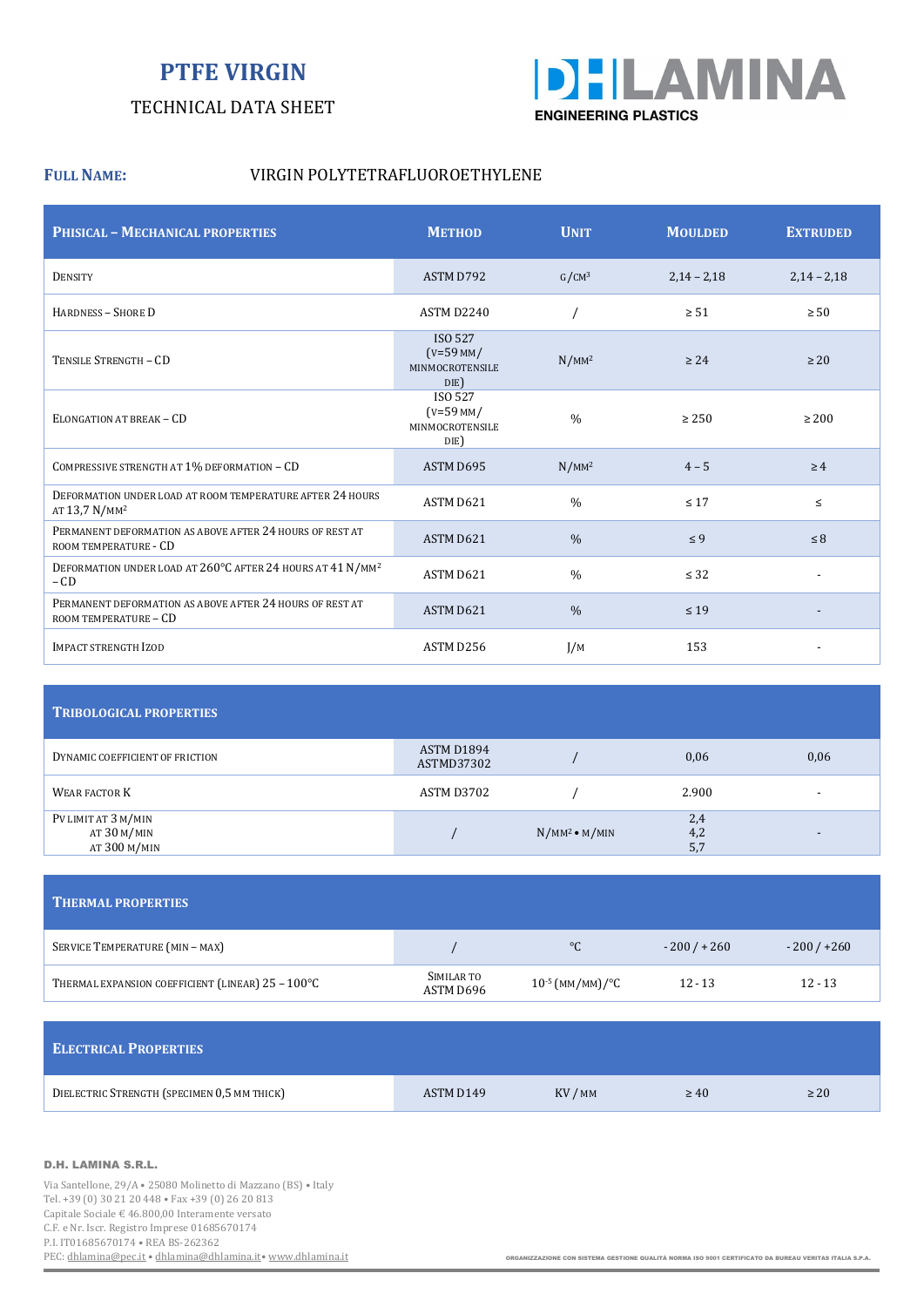# PTFE VIRGIN

TECHNICAL DATA SHEET

**D|H|LAMINA**
ENGINEERING PLASTICS

**FULL NAME:** VIRGIN POLYTETRAFLUOROETHYLENE

| PHISICAL – MECHANICAL PROPERTIES | METHOD | UNIT | MOULDED | EXTRUDED |
|---|---|---|---|---|
| DENSITY | ASTM D792 | G/CM³ | 2,14 – 2,18 | 2,14 – 2,18 |
| HARDNESS – SHORE D | ASTM D2240 | / | ≥ 51 | ≥ 50 |
| TENSILE STRENGTH – CD | ISO 527 (V=59 MM/ MINMOCROTENSILE DIE) | N/MM² | ≥ 24 | ≥ 20 |
| ELONGATION AT BREAK – CD | ISO 527 (V=59 MM/ MINMOCROTENSILE DIE) | % | ≥ 250 | ≥ 200 |
| COMPRESSIVE STRENGTH AT 1% DEFORMATION – CD | ASTM D695 | N/MM² | 4 – 5 | ≥ 4 |
| DEFORMATION UNDER LOAD AT ROOM TEMPERATURE AFTER 24 HOURS AT 13,7 N/MM² | ASTM D621 | % | ≤ 17 | ≤ |
| PERMANENT DEFORMATION AS ABOVE AFTER 24 HOURS OF REST AT ROOM TEMPERATURE - CD | ASTM D621 | % | ≤ 9 | ≤ 8 |
| DEFORMATION UNDER LOAD AT 260°C AFTER 24 HOURS AT 41 N/MM² – CD | ASTM D621 | % | ≤ 32 | - |
| PERMANENT DEFORMATION AS ABOVE AFTER 24 HOURS OF REST AT ROOM TEMPERATURE – CD | ASTM D621 | % | ≤ 19 | - |
| IMPACT STRENGTH IZOD | ASTM D256 | J/M | 153 | - |

| TRIBOLOGICAL PROPERTIES | | | | |
|---|---|---|---|---|
| DYNAMIC COEFFICIENT OF FRICTION | ASTM D1894 ASTMD37302 | / | 0,06 | 0,06 |
| WEAR FACTOR K | ASTM D3702 | / | 2.900 | - |
| PV LIMIT AT 3 M/MIN<br>AT 30 M/MIN<br>AT 300 M/MIN | / | N/MM² • M/MIN | 2,4<br>4,2<br>5,7 | - |

| THERMAL PROPERTIES | | | | |
|---|---|---|---|---|
| SERVICE TEMPERATURE (MIN – MAX) | / | °C | - 200 / + 260 | - 200 / +260 |
| THERMAL EXPANSION COEFFICIENT (LINEAR) 25 – 100°C | SIMILAR TO ASTM D696 | $10^{-5}$ (MM/MM)/°C | 12 - 13 | 12 - 13 |

| ELECTRICAL PROPERTIES | | | | |
|---|---|---|---|---|
| DIELECTRIC STRENGTH (SPECIMEN 0,5 MM THICK) | ASTM D149 | KV / MM | ≥ 40 | ≥ 20 |

**D.H. LAMINA S.R.L.**

Via Santellone, 29/A • 25080 Molinetto di Mazzano (BS) • Italy
Tel. +39 (0) 30 21 20 448 • Fax +39 (0) 26 20 813
Capitale Sociale € 46.800,00 Interamente versato
C.F. e Nr. Iscr. Registro Imprese 01685670174
P.I. IT01685670174 • REA BS-262362
PEC: dhlamina@pec.it • dhlamina@dhlamina.it • www.dhlamina.it

ORGANIZZAZIONE CON SISTEMA GESTIONE QUALITÀ NORMA ISO 9001 CERTIFICATO DA BUREAU VERITAS ITALIA S.P.A.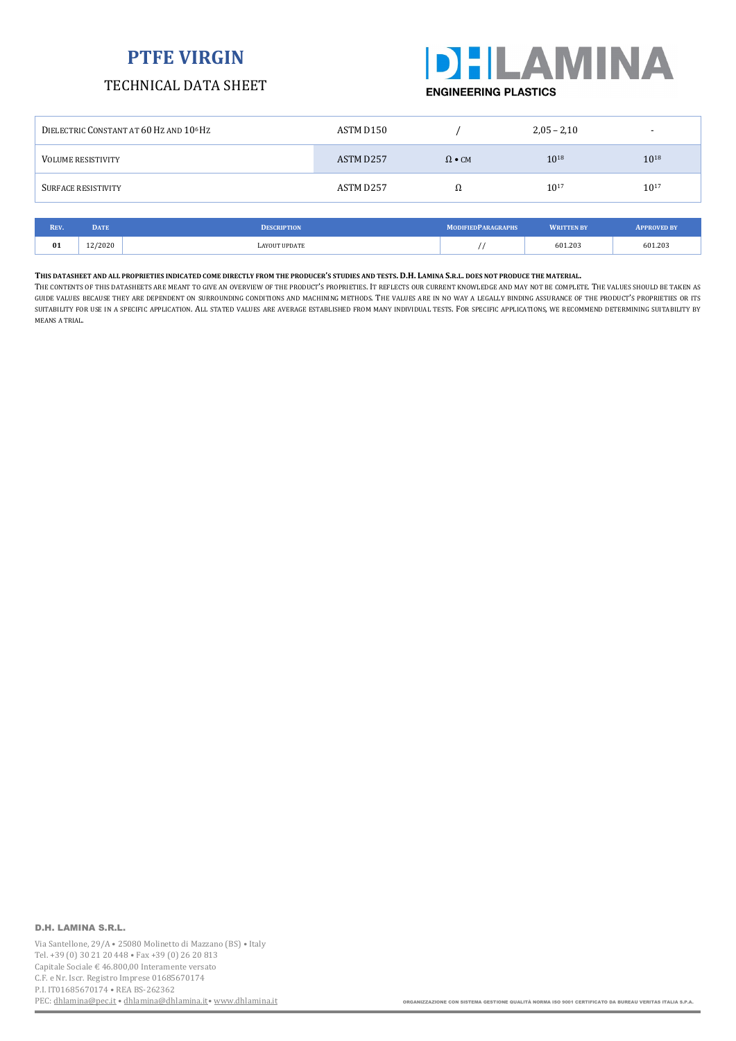# PTFE VIRGIN

TECHNICAL DATA SHEET

| | | | | |
|---|---|---|---|---|
| Dielectric constant at 60 Hz and $10^6$ Hz | ASTM D150 | / | 2,05 – 2,10 | - |
| Volume resistivity | ASTM D257 | Ω • cm | $10^{18}$ | $10^{18}$ |
| Surface resistivity | ASTM D257 | Ω | $10^{17}$ | $10^{17}$ |

| Rev. | Date | Description | Modified Paragraphs | Written by | Approved by |
|---|---|---|---|---|---|
| 01 | 12/2020 | Layout update | // | 601.203 | 601.203 |

**This datasheet and all proprieties indicated come directly from the producer's studies and tests. D.H. Lamina S.r.l. does not produce the material.**

The contents of this datasheets are meant to give an overview of the product's proprieties. It reflects our current knowledge and may not be complete. The values should be taken as guide values because they are dependent on surrounding conditions and machining methods. The values are in no way a legally binding assurance of the product's proprieties or its suitability for use in a specific application. All stated values are average established from many individual tests. For specific applications, we recommend determining suitability by means a trial.

**D.H. LAMINA S.R.L.**

Via Santellone, 29/A • 25080 Molinetto di Mazzano (BS) • Italy
Tel. +39 (0) 30 21 20 448 • Fax +39 (0) 26 20 813
Capitale Sociale € 46.800,00 Interamente versato
C.F. e Nr. Iscr. Registro Imprese 01685670174
P.I. IT01685670174 • REA BS-262362
PEC: dhlamina@pec.it • dhlamina@dhlamina.it • www.dhlamina.it

ORGANIZZAZIONE CON SISTEMA GESTIONE QUALITÀ NORMA ISO 9001 CERTIFICATO DA BUREAU VERITAS ITALIA S.P.A.